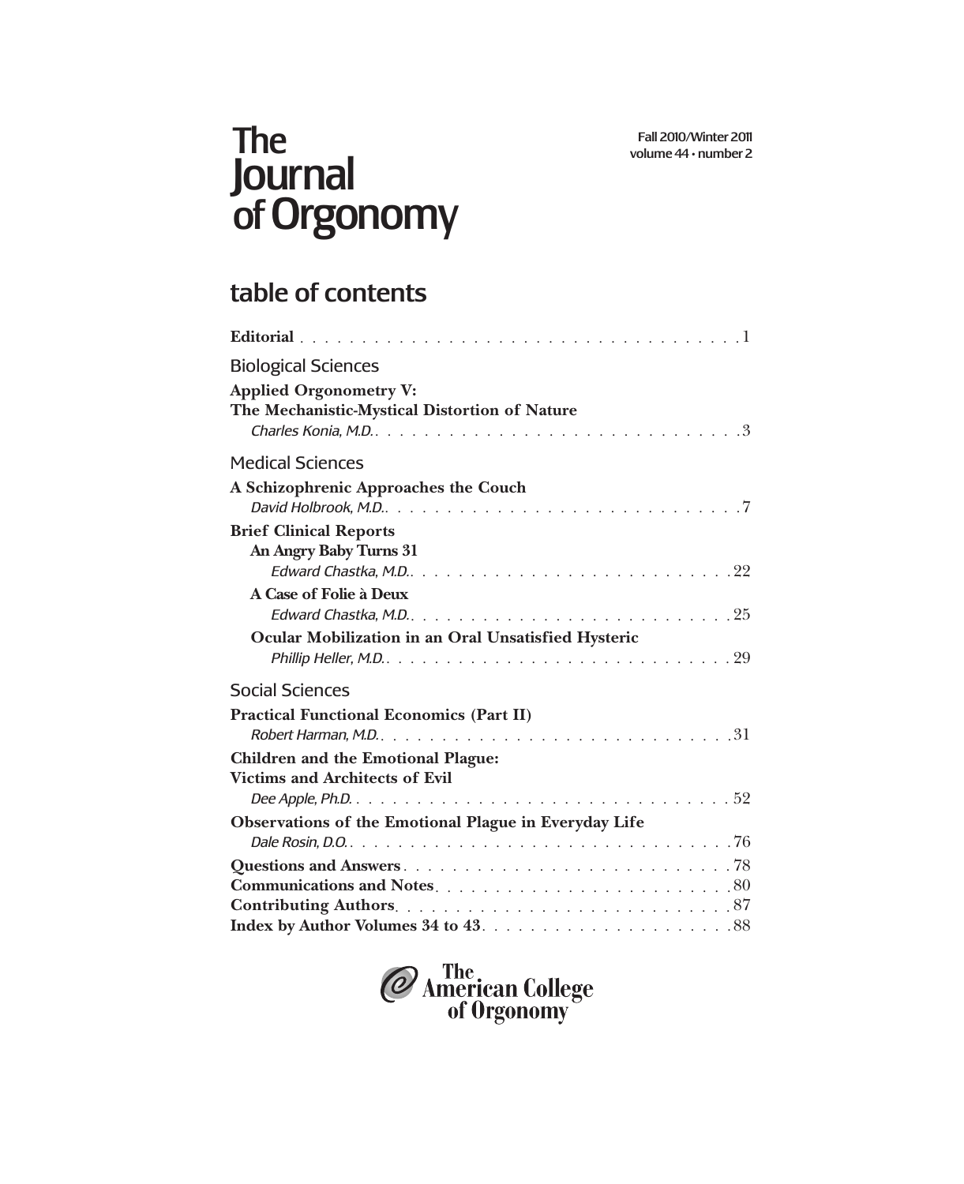# The Journal of Orgonomy

Fall 2010/Winter 2011
volume 44 • number 2

## table of contents

**Editorial** . . . . . . . . . . . . . . . . . . . . . . . . . . . . . . . . . . . . . 1

### Biological Sciences

**Applied Orgonometry V: The Mechanistic-Mystical Distortion of Nature**
*Charles Konia, M.D.* . . . . . . . . . . . . . . . . . . . . . . . . . . . . . . 3

### Medical Sciences

**A Schizophrenic Approaches the Couch**
*David Holbrook, M.D.* . . . . . . . . . . . . . . . . . . . . . . . . . . . . . 7

**Brief Clinical Reports**

**An Angry Baby Turns 31**
*Edward Chastka, M.D.* . . . . . . . . . . . . . . . . . . . . . . . . . . . 22

**A Case of Folie à Deux**
*Edward Chastka, M.D.* . . . . . . . . . . . . . . . . . . . . . . . . . . . 25

**Ocular Mobilization in an Oral Unsatisfied Hysteric**
*Phillip Heller, M.D.* . . . . . . . . . . . . . . . . . . . . . . . . . . . . 29

### Social Sciences

**Practical Functional Economics (Part II)**
*Robert Harman, M.D.* . . . . . . . . . . . . . . . . . . . . . . . . . . . . 31

**Children and the Emotional Plague: Victims and Architects of Evil**
*Dee Apple, Ph.D.* . . . . . . . . . . . . . . . . . . . . . . . . . . . . . . . 52

**Observations of the Emotional Plague in Everyday Life**
*Dale Rosin, D.O.* . . . . . . . . . . . . . . . . . . . . . . . . . . . . . . . 76

**Questions and Answers** . . . . . . . . . . . . . . . . . . . . . . . . . . 78
**Communications and Notes** . . . . . . . . . . . . . . . . . . . . . . . 80
**Contributing Authors** . . . . . . . . . . . . . . . . . . . . . . . . . . . 87
**Index by Author Volumes 34 to 43** . . . . . . . . . . . . . . . . . . 88

The American College of Orgonomy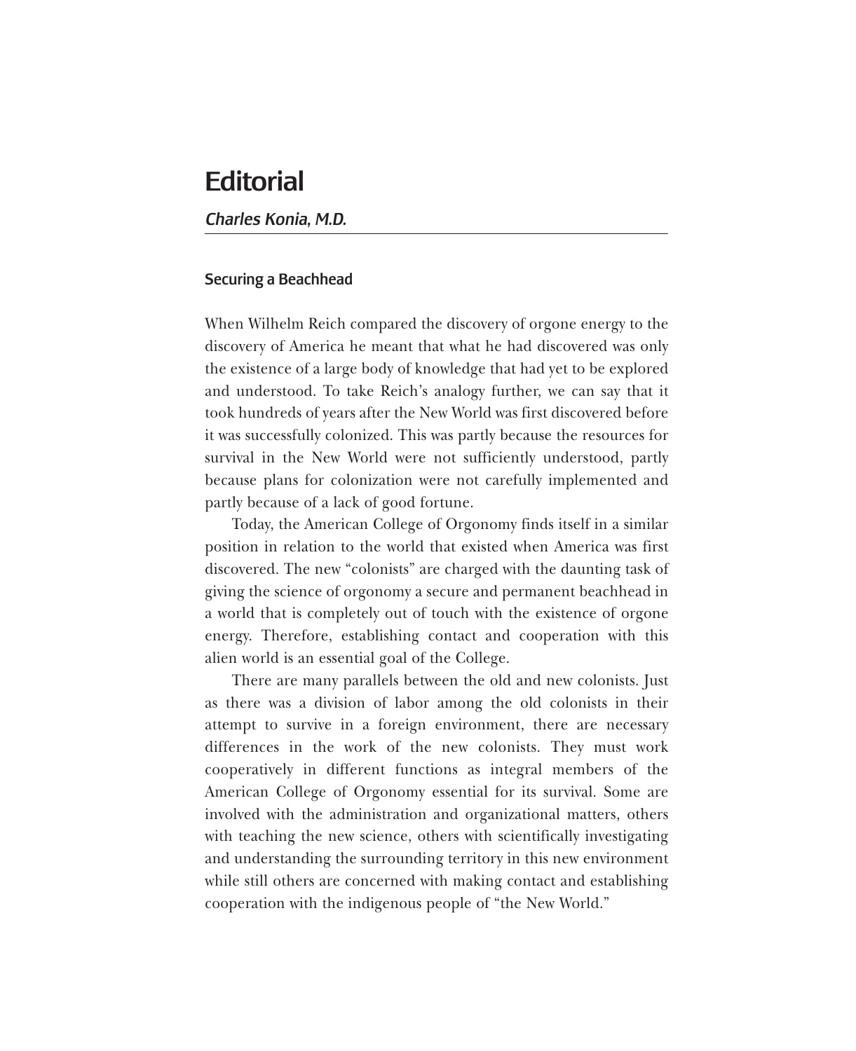# Editorial

*Charles Konia, M.D.*

## Securing a Beachhead

When Wilhelm Reich compared the discovery of orgone energy to the discovery of America he meant that what he had discovered was only the existence of a large body of knowledge that had yet to be explored and understood. To take Reich's analogy further, we can say that it took hundreds of years after the New World was first discovered before it was successfully colonized. This was partly because the resources for survival in the New World were not sufficiently understood, partly because plans for colonization were not carefully implemented and partly because of a lack of good fortune.

Today, the American College of Orgonomy finds itself in a similar position in relation to the world that existed when America was first discovered. The new "colonists" are charged with the daunting task of giving the science of orgonomy a secure and permanent beachhead in a world that is completely out of touch with the existence of orgone energy. Therefore, establishing contact and cooperation with this alien world is an essential goal of the College.

There are many parallels between the old and new colonists. Just as there was a division of labor among the old colonists in their attempt to survive in a foreign environment, there are necessary differences in the work of the new colonists. They must work cooperatively in different functions as integral members of the American College of Orgonomy essential for its survival. Some are involved with the administration and organizational matters, others with teaching the new science, others with scientifically investigating and understanding the surrounding territory in this new environment while still others are concerned with making contact and establishing cooperation with the indigenous people of "the New World."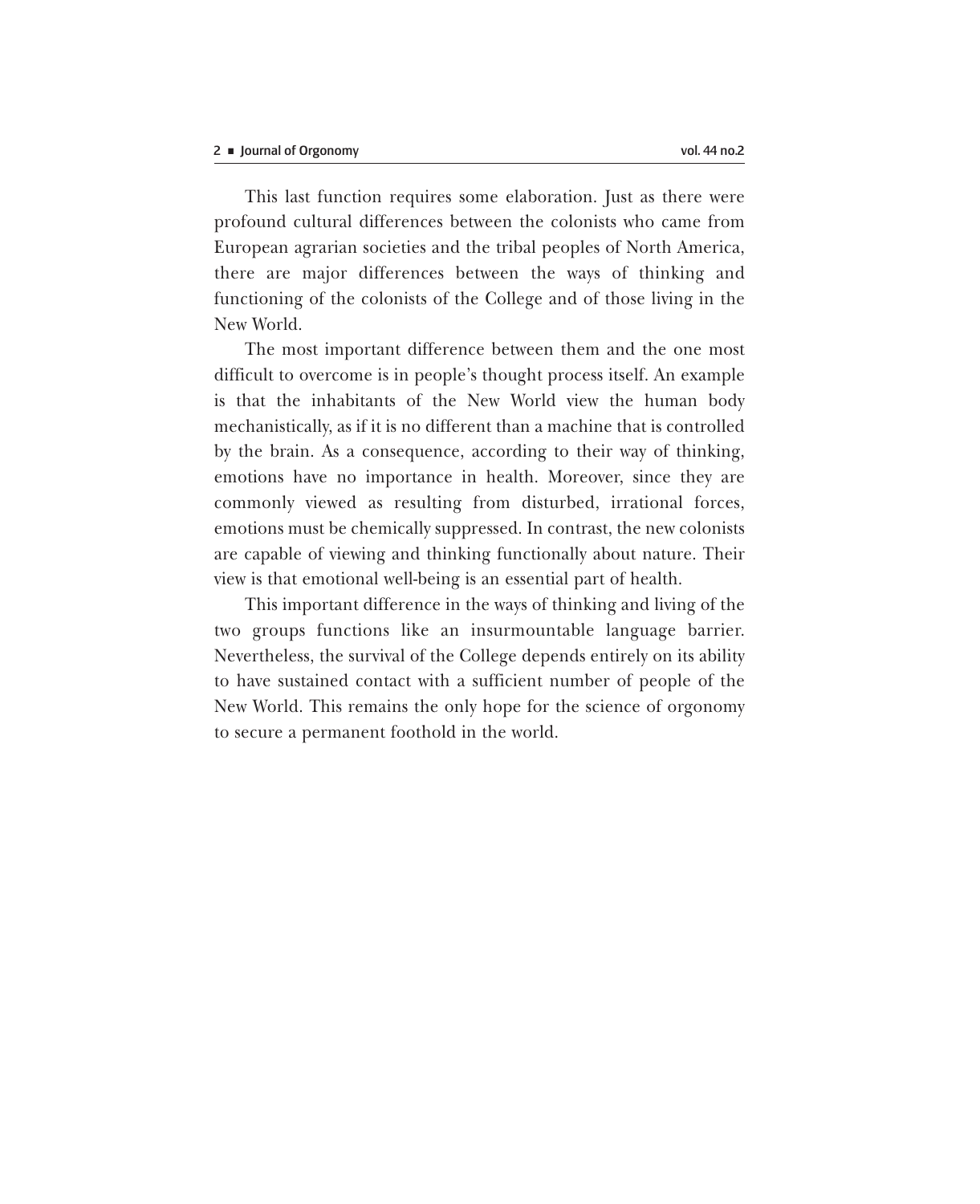This last function requires some elaboration. Just as there were profound cultural differences between the colonists who came from European agrarian societies and the tribal peoples of North America, there are major differences between the ways of thinking and functioning of the colonists of the College and of those living in the New World.

The most important difference between them and the one most difficult to overcome is in people's thought process itself. An example is that the inhabitants of the New World view the human body mechanistically, as if it is no different than a machine that is controlled by the brain. As a consequence, according to their way of thinking, emotions have no importance in health. Moreover, since they are commonly viewed as resulting from disturbed, irrational forces, emotions must be chemically suppressed. In contrast, the new colonists are capable of viewing and thinking functionally about nature. Their view is that emotional well-being is an essential part of health.

This important difference in the ways of thinking and living of the two groups functions like an insurmountable language barrier. Nevertheless, the survival of the College depends entirely on its ability to have sustained contact with a sufficient number of people of the New World. This remains the only hope for the science of orgonomy to secure a permanent foothold in the world.